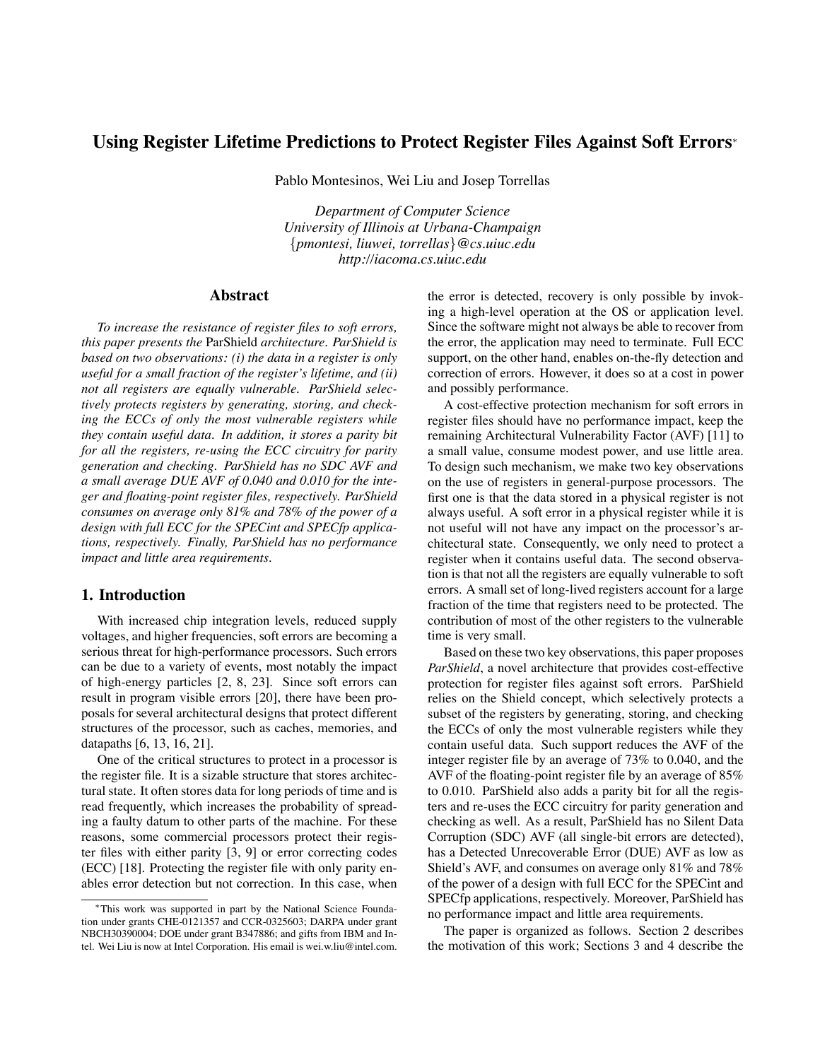# Using Register Lifetime Predictions to Protect Register Files Against Soft Errors*

Pablo Montesinos, Wei Liu and Josep Torrellas

*Department of Computer Science*
*University of Illinois at Urbana-Champaign*
*{pmontesi, liuwei, torrellas}@cs.uiuc.edu*
*http://iacoma.cs.uiuc.edu*

## Abstract

*To increase the resistance of register files to soft errors, this paper presents the* ParShield *architecture. ParShield is based on two observations: (i) the data in a register is only useful for a small fraction of the register's lifetime, and (ii) not all registers are equally vulnerable. ParShield selectively protects registers by generating, storing, and checking the ECCs of only the most vulnerable registers while they contain useful data. In addition, it stores a parity bit for all the registers, re-using the ECC circuitry for parity generation and checking. ParShield has no SDC AVF and a small average DUE AVF of 0.040 and 0.010 for the integer and floating-point register files, respectively. ParShield consumes on average only 81% and 78% of the power of a design with full ECC for the SPECint and SPECfp applications, respectively. Finally, ParShield has no performance impact and little area requirements.*

## 1. Introduction

With increased chip integration levels, reduced supply voltages, and higher frequencies, soft errors are becoming a serious threat for high-performance processors. Such errors can be due to a variety of events, most notably the impact of high-energy particles [2, 8, 23]. Since soft errors can result in program visible errors [20], there have been proposals for several architectural designs that protect different structures of the processor, such as caches, memories, and datapaths [6, 13, 16, 21].

One of the critical structures to protect in a processor is the register file. It is a sizable structure that stores architectural state. It often stores data for long periods of time and is read frequently, which increases the probability of spreading a faulty datum to other parts of the machine. For these reasons, some commercial processors protect their register files with either parity [3, 9] or error correcting codes (ECC) [18]. Protecting the register file with only parity enables error detection but not correction. In this case, when the error is detected, recovery is only possible by invoking a high-level operation at the OS or application level. Since the software might not always be able to recover from the error, the application may need to terminate. Full ECC support, on the other hand, enables on-the-fly detection and correction of errors. However, it does so at a cost in power and possibly performance.

A cost-effective protection mechanism for soft errors in register files should have no performance impact, keep the remaining Architectural Vulnerability Factor (AVF) [11] to a small value, consume modest power, and use little area. To design such mechanism, we make two key observations on the use of registers in general-purpose processors. The first one is that the data stored in a physical register is not always useful. A soft error in a physical register while it is not useful will not have any impact on the processor's architectural state. Consequently, we only need to protect a register when it contains useful data. The second observation is that not all the registers are equally vulnerable to soft errors. A small set of long-lived registers account for a large fraction of the time that registers need to be protected. The contribution of most of the other registers to the vulnerable time is very small.

Based on these two key observations, this paper proposes *ParShield*, a novel architecture that provides cost-effective protection for register files against soft errors. ParShield relies on the Shield concept, which selectively protects a subset of the registers by generating, storing, and checking the ECCs of only the most vulnerable registers while they contain useful data. Such support reduces the AVF of the integer register file by an average of 73% to 0.040, and the AVF of the floating-point register file by an average of 85% to 0.010. ParShield also adds a parity bit for all the registers and re-uses the ECC circuitry for parity generation and checking as well. As a result, ParShield has no Silent Data Corruption (SDC) AVF (all single-bit errors are detected), has a Detected Unrecoverable Error (DUE) AVF as low as Shield's AVF, and consumes on average only 81% and 78% of the power of a design with full ECC for the SPECint and SPECfp applications, respectively. Moreover, ParShield has no performance impact and little area requirements.

The paper is organized as follows. Section 2 describes the motivation of this work; Sections 3 and 4 describe the

*This work was supported in part by the National Science Foundation under grants CHE-0121357 and CCR-0325603; DARPA under grant NBCH30390004; DOE under grant B347886; and gifts from IBM and Intel. Wei Liu is now at Intel Corporation. His email is wei.w.liu@intel.com.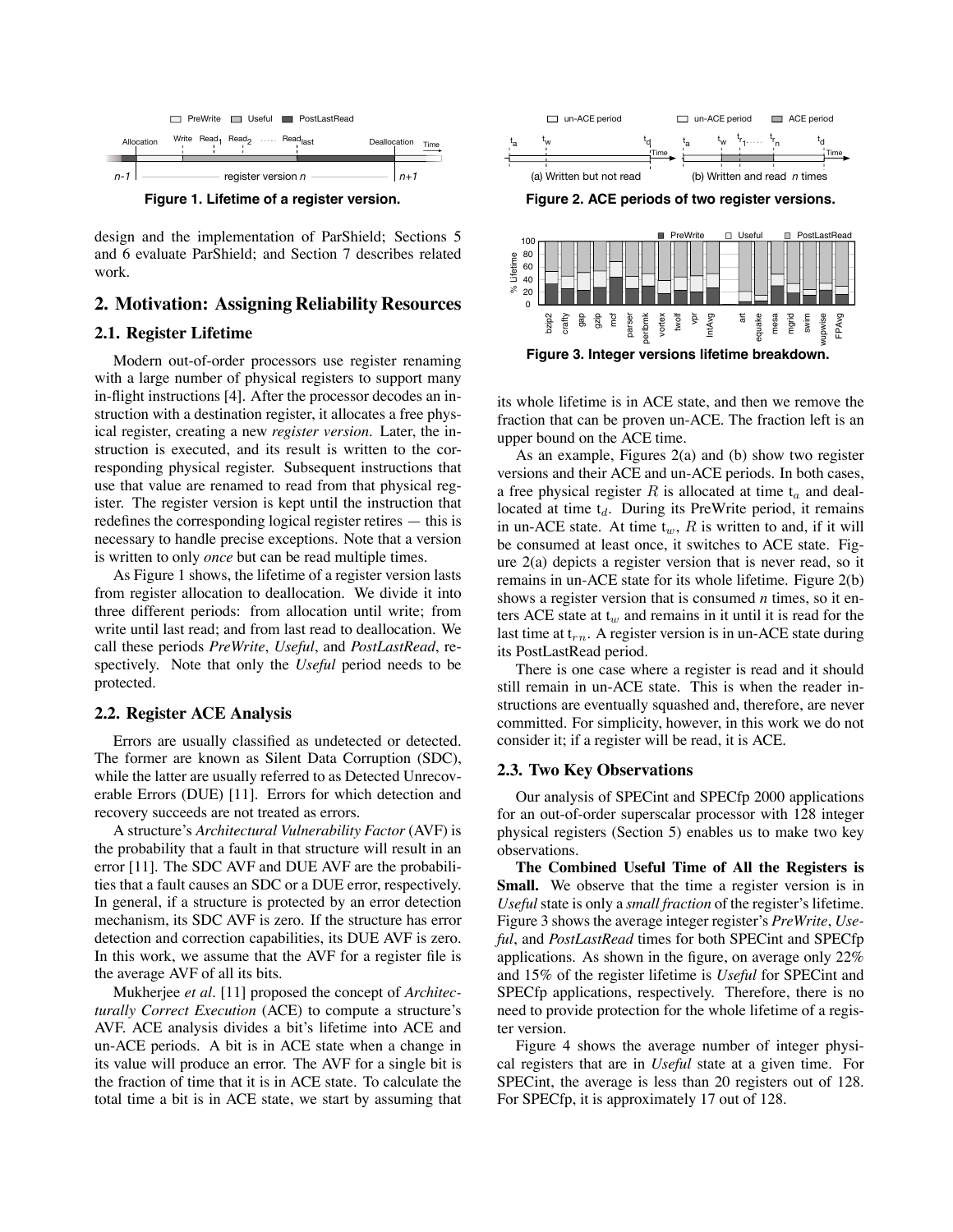**Figure 1. Lifetime of a register version.**

design and the implementation of ParShield; Sections 5 and 6 evaluate ParShield; and Section 7 describes related work.

## 2. Motivation: Assigning Reliability Resources

### 2.1. Register Lifetime

Modern out-of-order processors use register renaming with a large number of physical registers to support many in-flight instructions [4]. After the processor decodes an instruction with a destination register, it allocates a free physical register, creating a new *register version*. Later, the instruction is executed, and its result is written to the corresponding physical register. Subsequent instructions that use that value are renamed to read from that physical register. The register version is kept until the instruction that redefines the corresponding logical register retires — this is necessary to handle precise exceptions. Note that a version is written to only *once* but can be read multiple times.

As Figure 1 shows, the lifetime of a register version lasts from register allocation to deallocation. We divide it into three different periods: from allocation until write; from write until last read; and from last read to deallocation. We call these periods *PreWrite*, *Useful*, and *PostLastRead*, respectively. Note that only the *Useful* period needs to be protected.

### 2.2. Register ACE Analysis

Errors are usually classified as undetected or detected. The former are known as Silent Data Corruption (SDC), while the latter are usually referred to as Detected Unrecoverable Errors (DUE) [11]. Errors for which detection and recovery succeeds are not treated as errors.

A structure's *Architectural Vulnerability Factor* (AVF) is the probability that a fault in that structure will result in an error [11]. The SDC AVF and DUE AVF are the probabilities that a fault causes an SDC or a DUE error, respectively. In general, if a structure is protected by an error detection mechanism, its SDC AVF is zero. If the structure has error detection and correction capabilities, its DUE AVF is zero. In this work, we assume that the AVF for a register file is the average AVF of all its bits.

Mukherjee *et al*. [11] proposed the concept of *Architecturally Correct Execution* (ACE) to compute a structure's AVF. ACE analysis divides a bit's lifetime into ACE and un-ACE periods. A bit is in ACE state when a change in its value will produce an error. The AVF for a single bit is the fraction of time that it is in ACE state. To calculate the total time a bit is in ACE state, we start by assuming that its whole lifetime is in ACE state, and then we remove the fraction that can be proven un-ACE. The fraction left is an upper bound on the ACE time.

**Figure 2. ACE periods of two register versions.**

**Figure 3. Integer versions lifetime breakdown.**

As an example, Figures 2(a) and (b) show two register versions and their ACE and un-ACE periods. In both cases, a free physical register $R$ is allocated at time $t_a$ and deallocated at time $t_d$. During its PreWrite period, it remains in un-ACE state. At time $t_w$, $R$ is written to and, if it will be consumed at least once, it switches to ACE state. Figure 2(a) depicts a register version that is never read, so it remains in un-ACE state for its whole lifetime. Figure 2(b) shows a register version that is consumed *n* times, so it enters ACE state at $t_w$ and remains in it until it is read for the last time at $t_{rn}$. A register version is in un-ACE state during its PostLastRead period.

There is one case where a register is read and it should still remain in un-ACE state. This is when the reader instructions are eventually squashed and, therefore, are never committed. For simplicity, however, in this work we do not consider it; if a register will be read, it is ACE.

### 2.3. Two Key Observations

Our analysis of SPECint and SPECfp 2000 applications for an out-of-order superscalar processor with 128 integer physical registers (Section 5) enables us to make two key observations.

**The Combined Useful Time of All the Registers is Small.** We observe that the time a register version is in *Useful* state is only a *small fraction* of the register's lifetime. Figure 3 shows the average integer register's *PreWrite*, *Useful*, and *PostLastRead* times for both SPECint and SPECfp applications. As shown in the figure, on average only 22% and 15% of the register lifetime is *Useful* for SPECint and SPECfp applications, respectively. Therefore, there is no need to provide protection for the whole lifetime of a register version.

Figure 4 shows the average number of integer physical registers that are in *Useful* state at a given time. For SPECint, the average is less than 20 registers out of 128. For SPECfp, it is approximately 17 out of 128.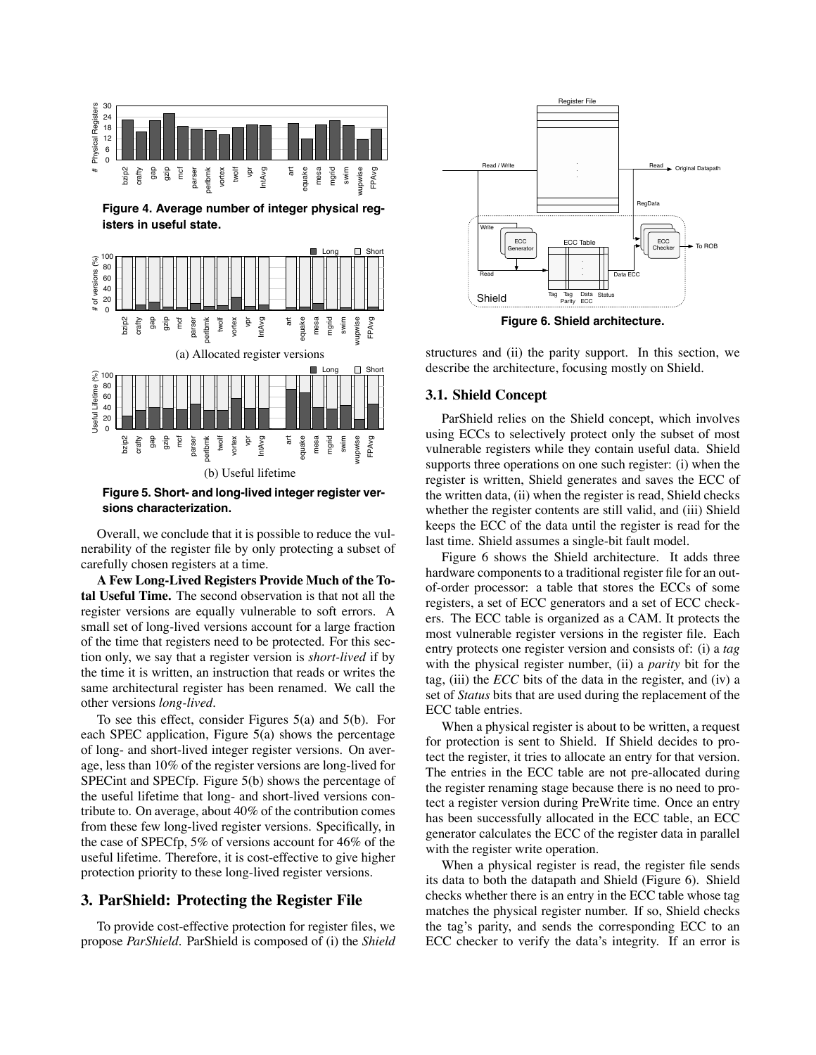# Physical Registers
30
24
18
12
6
0
bzip2 crafty gap gzip mcf parser perlbmk vortex twolf vpr IntAvg art equake mesa mgrid swim wupwise FPAvg

**Figure 4. Average number of integer physical registers in useful state.**

Long Short
# of versions (%)
100
80
60
40
20
0
bzip2 crafty gap gzip mcf parser perlbmk twolf vortex vpr IntAvg art equake mesa mgrid swim wupwise FPAvg

(a) Allocated register versions

Long Short
Useful Lifetime (%)
100
80
60
40
20
0
bzip2 crafty gap gzip mcf parser perlbmk twolf vortex vpr IntAvg art equake mesa mgrid swim wupwise FPAvg

(b) Useful lifetime

**Figure 5. Short- and long-lived integer register versions characterization.**

Overall, we conclude that it is possible to reduce the vulnerability of the register file by only protecting a subset of carefully chosen registers at a time.

**A Few Long-Lived Registers Provide Much of the Total Useful Time.** The second observation is that not all the register versions are equally vulnerable to soft errors. A small set of long-lived versions account for a large fraction of the time that registers need to be protected. For this section only, we say that a register version is *short-lived* if by the time it is written, an instruction that reads or writes the same architectural register has been renamed. We call the other versions *long-lived*.

To see this effect, consider Figures 5(a) and 5(b). For each SPEC application, Figure 5(a) shows the percentage of long- and short-lived integer register versions. On average, less than 10% of the register versions are long-lived for SPECint and SPECfp. Figure 5(b) shows the percentage of the useful lifetime that long- and short-lived versions contribute to. On average, about 40% of the contribution comes from these few long-lived register versions. Specifically, in the case of SPECfp, 5% of versions account for 46% of the useful lifetime. Therefore, it is cost-effective to give higher protection priority to these long-lived register versions.

## 3. ParShield: Protecting the Register File

To provide cost-effective protection for register files, we propose *ParShield*. ParShield is composed of (i) the *Shield* structures and (ii) the parity support. In this section, we describe the architecture, focusing mostly on Shield.

Register File
Read / Write
Read
Original Datapath
RegData
Write
ECC Generator
ECC Table
ECC Checker
To ROB
Read
Data ECC
Shield
Tag
Tag Parity
Data ECC
Status

**Figure 6. Shield architecture.**

### 3.1. Shield Concept

ParShield relies on the Shield concept, which involves using ECCs to selectively protect only the subset of most vulnerable registers while they contain useful data. Shield supports three operations on one such register: (i) when the register is written, Shield generates and saves the ECC of the written data, (ii) when the register is read, Shield checks whether the register contents are still valid, and (iii) Shield keeps the ECC of the data until the register is read for the last time. Shield assumes a single-bit fault model.

Figure 6 shows the Shield architecture. It adds three hardware components to a traditional register file for an out-of-order processor: a table that stores the ECCs of some registers, a set of ECC generators and a set of ECC checkers. The ECC table is organized as a CAM. It protects the most vulnerable register versions in the register file. Each entry protects one register version and consists of: (i) a *tag* with the physical register number, (ii) a *parity* bit for the tag, (iii) the *ECC* bits of the data in the register, and (iv) a set of *Status* bits that are used during the replacement of the ECC table entries.

When a physical register is about to be written, a request for protection is sent to Shield. If Shield decides to protect the register, it tries to allocate an entry for that version. The entries in the ECC table are not pre-allocated during the register renaming stage because there is no need to protect a register version during PreWrite time. Once an entry has been successfully allocated in the ECC table, an ECC generator calculates the ECC of the register data in parallel with the register write operation.

When a physical register is read, the register file sends its data to both the datapath and Shield (Figure 6). Shield checks whether there is an entry in the ECC table whose tag matches the physical register number. If so, Shield checks the tag's parity, and sends the corresponding ECC to an ECC checker to verify the data's integrity. If an error is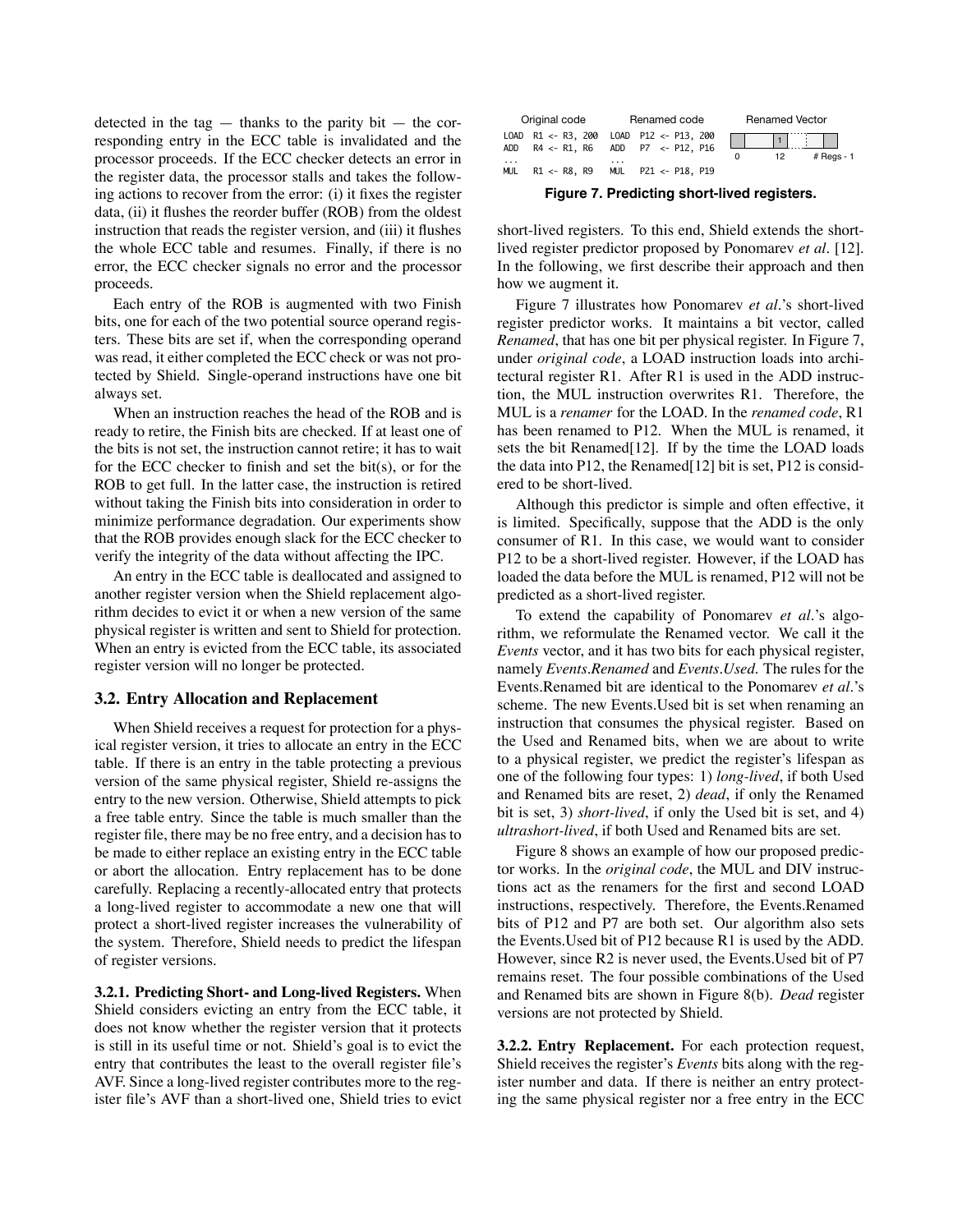detected in the tag — thanks to the parity bit — the corresponding entry in the ECC table is invalidated and the processor proceeds. If the ECC checker detects an error in the register data, the processor stalls and takes the following actions to recover from the error: (i) it fixes the register data, (ii) it flushes the reorder buffer (ROB) from the oldest instruction that reads the register version, and (iii) it flushes the whole ECC table and resumes. Finally, if there is no error, the ECC checker signals no error and the processor proceeds.

Each entry of the ROB is augmented with two Finish bits, one for each of the two potential source operand registers. These bits are set if, when the corresponding operand was read, it either completed the ECC check or was not protected by Shield. Single-operand instructions have one bit always set.

When an instruction reaches the head of the ROB and is ready to retire, the Finish bits are checked. If at least one of the bits is not set, the instruction cannot retire; it has to wait for the ECC checker to finish and set the bit(s), or for the ROB to get full. In the latter case, the instruction is retired without taking the Finish bits into consideration in order to minimize performance degradation. Our experiments show that the ROB provides enough slack for the ECC checker to verify the integrity of the data without affecting the IPC.

An entry in the ECC table is deallocated and assigned to another register version when the Shield replacement algorithm decides to evict it or when a new version of the same physical register is written and sent to Shield for protection. When an entry is evicted from the ECC table, its associated register version will no longer be protected.

### 3.2. Entry Allocation and Replacement

When Shield receives a request for protection for a physical register version, it tries to allocate an entry in the ECC table. If there is an entry in the table protecting a previous version of the same physical register, Shield re-assigns the entry to the new version. Otherwise, Shield attempts to pick a free table entry. Since the table is much smaller than the register file, there may be no free entry, and a decision has to be made to either replace an existing entry in the ECC table or abort the allocation. Entry replacement has to be done carefully. Replacing a recently-allocated entry that protects a long-lived register to accommodate a new one that will protect a short-lived register increases the vulnerability of the system. Therefore, Shield needs to predict the lifespan of register versions.

**3.2.1. Predicting Short- and Long-lived Registers.** When Shield considers evicting an entry from the ECC table, it does not know whether the register version that it protects is still in its useful time or not. Shield's goal is to evict the entry that contributes the least to the overall register file's AVF. Since a long-lived register contributes more to the register file's AVF than a short-lived one, Shield tries to evict short-lived registers. To this end, Shield extends the short-lived register predictor proposed by Ponomarev *et al.* [12]. In the following, we first describe their approach and then how we augment it.

Original code

```
LOAD  R1 <- R3, 200
ADD   R4 <- R1, R6
...
MUL   R1 <- R8, R9
```

Renamed code

```
LOAD  P12 <- P13, 200
ADD   P7  <- P12, P16
...
MUL   P21 <- P18, P19
```

Renamed Vector

1

0 12 # Regs - 1

**Figure 7. Predicting short-lived registers.**

Figure 7 illustrates how Ponomarev *et al.*'s short-lived register predictor works. It maintains a bit vector, called *Renamed*, that has one bit per physical register. In Figure 7, under *original code*, a LOAD instruction loads into architectural register R1. After R1 is used in the ADD instruction, the MUL instruction overwrites R1. Therefore, the MUL is a *renamer* for the LOAD. In the *renamed code*, R1 has been renamed to P12. When the MUL is renamed, it sets the bit Renamed[12]. If by the time the LOAD loads the data into P12, the Renamed[12] bit is set, P12 is considered to be short-lived.

Although this predictor is simple and often effective, it is limited. Specifically, suppose that the ADD is the only consumer of R1. In this case, we would want to consider P12 to be a short-lived register. However, if the LOAD has loaded the data before the MUL is renamed, P12 will not be predicted as a short-lived register.

To extend the capability of Ponomarev *et al.*'s algorithm, we reformulate the Renamed vector. We call it the *Events* vector, and it has two bits for each physical register, namely *Events.Renamed* and *Events.Used*. The rules for the Events.Renamed bit are identical to the Ponomarev *et al.*'s scheme. The new Events.Used bit is set when renaming an instruction that consumes the physical register. Based on the Used and Renamed bits, when we are about to write to a physical register, we predict the register's lifespan as one of the following four types: 1) *long-lived*, if both Used and Renamed bits are reset, 2) *dead*, if only the Renamed bit is set, 3) *short-lived*, if only the Used bit is set, and 4) *ultrashort-lived*, if both Used and Renamed bits are set.

Figure 8 shows an example of how our proposed predictor works. In the *original code*, the MUL and DIV instructions act as the renamers for the first and second LOAD instructions, respectively. Therefore, the Events.Renamed bits of P12 and P7 are both set. Our algorithm also sets the Events.Used bit of P12 because R1 is used by the ADD. However, since R2 is never used, the Events.Used bit of P7 remains reset. The four possible combinations of the Used and Renamed bits are shown in Figure 8(b). *Dead* register versions are not protected by Shield.

**3.2.2. Entry Replacement.** For each protection request, Shield receives the register's *Events* bits along with the register number and data. If there is neither an entry protecting the same physical register nor a free entry in the ECC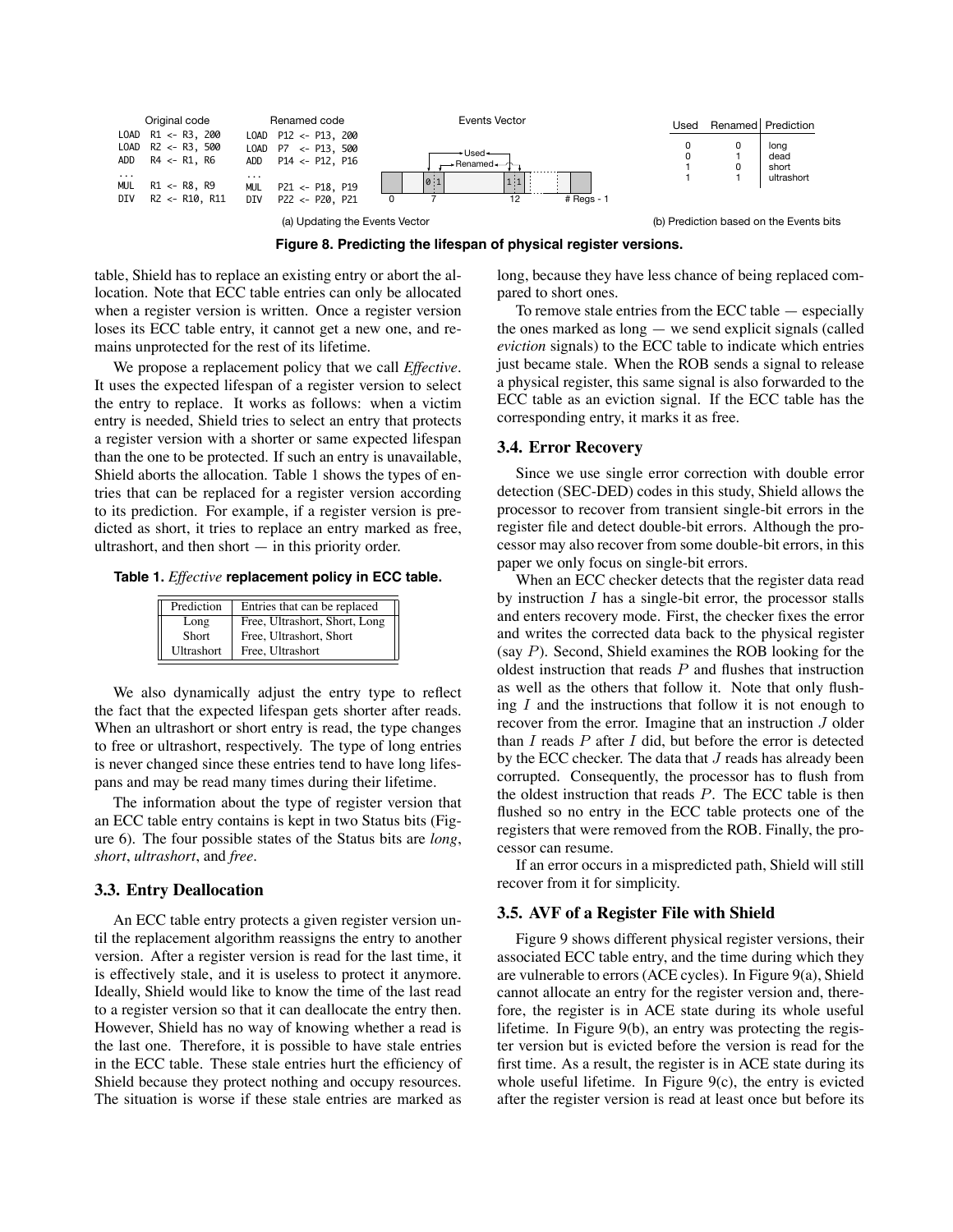Original code

```
LOAD  R1 <- R3, 200
LOAD  R2 <- R3, 500
ADD   R4 <- R1, R6
...
MUL   R1 <- R8, R9
DIV   R2 <- R10, R11
```

Renamed code

```
LOAD  P12 <- P13, 200
LOAD  P7  <- P13, 500
ADD   P14 <- P12, P16
...
MUL   P21 <- P18, P19
DIV   P22 <- P20, P21
```

Events Vector

Used
Renamed
0 1
1 1
0
7
12
# Regs - 1

(a) Updating the Events Vector

Used | Renamed | Prediction
0 0 long
0 1 dead
1 0 short
1 1 ultrashort

(b) Prediction based on the Events bits

**Figure 8. Predicting the lifespan of physical register versions.**

table, Shield has to replace an existing entry or abort the allocation. Note that ECC table entries can only be allocated when a register version is written. Once a register version loses its ECC table entry, it cannot get a new one, and remains unprotected for the rest of its lifetime.

We propose a replacement policy that we call *Effective*. It uses the expected lifespan of a register version to select the entry to replace. It works as follows: when a victim entry is needed, Shield tries to select an entry that protects a register version with a shorter or same expected lifespan than the one to be protected. If such an entry is unavailable, Shield aborts the allocation. Table 1 shows the types of entries that can be replaced for a register version according to its prediction. For example, if a register version is predicted as short, it tries to replace an entry marked as free, ultrashort, and then short — in this priority order.

**Table 1. *Effective* replacement policy in ECC table.**

| Prediction | Entries that can be replaced |
|---|---|
| Long | Free, Ultrashort, Short, Long |
| Short | Free, Ultrashort, Short |
| Ultrashort | Free, Ultrashort |

We also dynamically adjust the entry type to reflect the fact that the expected lifespan gets shorter after reads. When an ultrashort or short entry is read, the type changes to free or ultrashort, respectively. The type of long entries is never changed since these entries tend to have long lifespans and may be read many times during their lifetime.

The information about the type of register version that an ECC table entry contains is kept in two Status bits (Figure 6). The four possible states of the Status bits are *long*, *short*, *ultrashort*, and *free*.

### 3.3. Entry Deallocation

An ECC table entry protects a given register version until the replacement algorithm reassigns the entry to another version. After a register version is read for the last time, it is effectively stale, and it is useless to protect it anymore. Ideally, Shield would like to know the time of the last read to a register version so that it can deallocate the entry then. However, Shield has no way of knowing whether a read is the last one. Therefore, it is possible to have stale entries in the ECC table. These stale entries hurt the efficiency of Shield because they protect nothing and occupy resources. The situation is worse if these stale entries are marked as long, because they have less chance of being replaced compared to short ones.

To remove stale entries from the ECC table — especially the ones marked as long — we send explicit signals (called *eviction* signals) to the ECC table to indicate which entries just became stale. When the ROB sends a signal to release a physical register, this same signal is also forwarded to the ECC table as an eviction signal. If the ECC table has the corresponding entry, it marks it as free.

### 3.4. Error Recovery

Since we use single error correction with double error detection (SEC-DED) codes in this study, Shield allows the processor to recover from transient single-bit errors in the register file and detect double-bit errors. Although the processor may also recover from some double-bit errors, in this paper we only focus on single-bit errors.

When an ECC checker detects that the register data read by instruction $I$ has a single-bit error, the processor stalls and enters recovery mode. First, the checker fixes the error and writes the corrected data back to the physical register (say $P$). Second, Shield examines the ROB looking for the oldest instruction that reads $P$ and flushes that instruction as well as the others that follow it. Note that only flushing $I$ and the instructions that follow it is not enough to recover from the error. Imagine that an instruction $J$ older than $I$ reads $P$ after $I$ did, but before the error is detected by the ECC checker. The data that $J$ reads has already been corrupted. Consequently, the processor has to flush from the oldest instruction that reads $P$. The ECC table is then flushed so no entry in the ECC table protects one of the registers that were removed from the ROB. Finally, the processor can resume.

If an error occurs in a mispredicted path, Shield will still recover from it for simplicity.

### 3.5. AVF of a Register File with Shield

Figure 9 shows different physical register versions, their associated ECC table entry, and the time during which they are vulnerable to errors (ACE cycles). In Figure 9(a), Shield cannot allocate an entry for the register version and, therefore, the register is in ACE state during its whole useful lifetime. In Figure 9(b), an entry was protecting the register version but is evicted before the version is read for the first time. As a result, the register is in ACE state during its whole useful lifetime. In Figure 9(c), the entry is evicted after the register version is read at least once but before its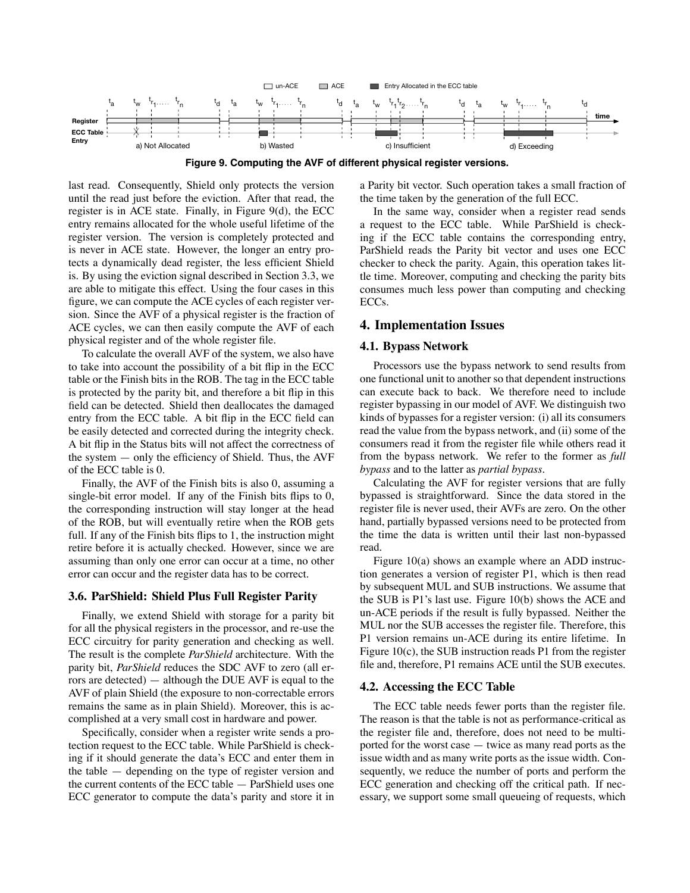un-ACE ACE Entry Allocated in the ECC table

$t_a$ $t_w$ $t_{r_1}$ .... $t_{r_n}$ $t_d$ $t_a$ $t_w$ $t_{r_1}$ .... $t_{r_n}$ $t_d$ $t_a$ $t_w$ $t_{r_1}$ $t_{r_2}$ .... $t_{r_n}$ $t_d$ $t_a$ $t_w$ $t_{r_1}$ .... $t_{r_n}$ $t_d$

Register

ECC Table Entry

time

a) Not Allocated b) Wasted c) Insufficient d) Exceeding

**Figure 9. Computing the AVF of different physical register versions.**

last read. Consequently, Shield only protects the version until the read just before the eviction. After that read, the register is in ACE state. Finally, in Figure 9(d), the ECC entry remains allocated for the whole useful lifetime of the register version. The version is completely protected and is never in ACE state. However, the longer an entry protects a dynamically dead register, the less efficient Shield is. By using the eviction signal described in Section 3.3, we are able to mitigate this effect. Using the four cases in this figure, we can compute the ACE cycles of each register version. Since the AVF of a physical register is the fraction of ACE cycles, we can then easily compute the AVF of each physical register and of the whole register file.

To calculate the overall AVF of the system, we also have to take into account the possibility of a bit flip in the ECC table or the Finish bits in the ROB. The tag in the ECC table is protected by the parity bit, and therefore a bit flip in this field can be detected. Shield then deallocates the damaged entry from the ECC table. A bit flip in the ECC field can be easily detected and corrected during the integrity check. A bit flip in the Status bits will not affect the correctness of the system — only the efficiency of Shield. Thus, the AVF of the ECC table is 0.

Finally, the AVF of the Finish bits is also 0, assuming a single-bit error model. If any of the Finish bits flips to 0, the corresponding instruction will stay longer at the head of the ROB, but will eventually retire when the ROB gets full. If any of the Finish bits flips to 1, the instruction might retire before it is actually checked. However, since we are assuming than only one error can occur at a time, no other error can occur and the register data has to be correct.

### 3.6. ParShield: Shield Plus Full Register Parity

Finally, we extend Shield with storage for a parity bit for all the physical registers in the processor, and re-use the ECC circuitry for parity generation and checking as well. The result is the complete *ParShield* architecture. With the parity bit, *ParShield* reduces the SDC AVF to zero (all errors are detected) — although the DUE AVF is equal to the AVF of plain Shield (the exposure to non-correctable errors remains the same as in plain Shield). Moreover, this is accomplished at a very small cost in hardware and power.

Specifically, consider when a register write sends a protection request to the ECC table. While ParShield is checking if it should generate the data's ECC and enter them in the table — depending on the type of register version and the current contents of the ECC table — ParShield uses one ECC generator to compute the data's parity and store it in a Parity bit vector. Such operation takes a small fraction of the time taken by the generation of the full ECC.

In the same way, consider when a register read sends a request to the ECC table. While ParShield is checking if the ECC table contains the corresponding entry, ParShield reads the Parity bit vector and uses one ECC checker to check the parity. Again, this operation takes little time. Moreover, computing and checking the parity bits consumes much less power than computing and checking ECCs.

## 4. Implementation Issues

### 4.1. Bypass Network

Processors use the bypass network to send results from one functional unit to another so that dependent instructions can execute back to back. We therefore need to include register bypassing in our model of AVF. We distinguish two kinds of bypasses for a register version: (i) all its consumers read the value from the bypass network, and (ii) some of the consumers read it from the register file while others read it from the bypass network. We refer to the former as *full bypass* and to the latter as *partial bypass*.

Calculating the AVF for register versions that are fully bypassed is straightforward. Since the data stored in the register file is never used, their AVFs are zero. On the other hand, partially bypassed versions need to be protected from the time the data is written until their last non-bypassed read.

Figure 10(a) shows an example where an ADD instruction generates a version of register P1, which is then read by subsequent MUL and SUB instructions. We assume that the SUB is P1's last use. Figure 10(b) shows the ACE and un-ACE periods if the result is fully bypassed. Neither the MUL nor the SUB accesses the register file. Therefore, this P1 version remains un-ACE during its entire lifetime. In Figure 10(c), the SUB instruction reads P1 from the register file and, therefore, P1 remains ACE until the SUB executes.

### 4.2. Accessing the ECC Table

The ECC table needs fewer ports than the register file. The reason is that the table is not as performance-critical as the register file and, therefore, does not need to be multiported for the worst case — twice as many read ports as the issue width and as many write ports as the issue width. Consequently, we reduce the number of ports and perform the ECC generation and checking off the critical path. If necessary, we support some small queueing of requests, which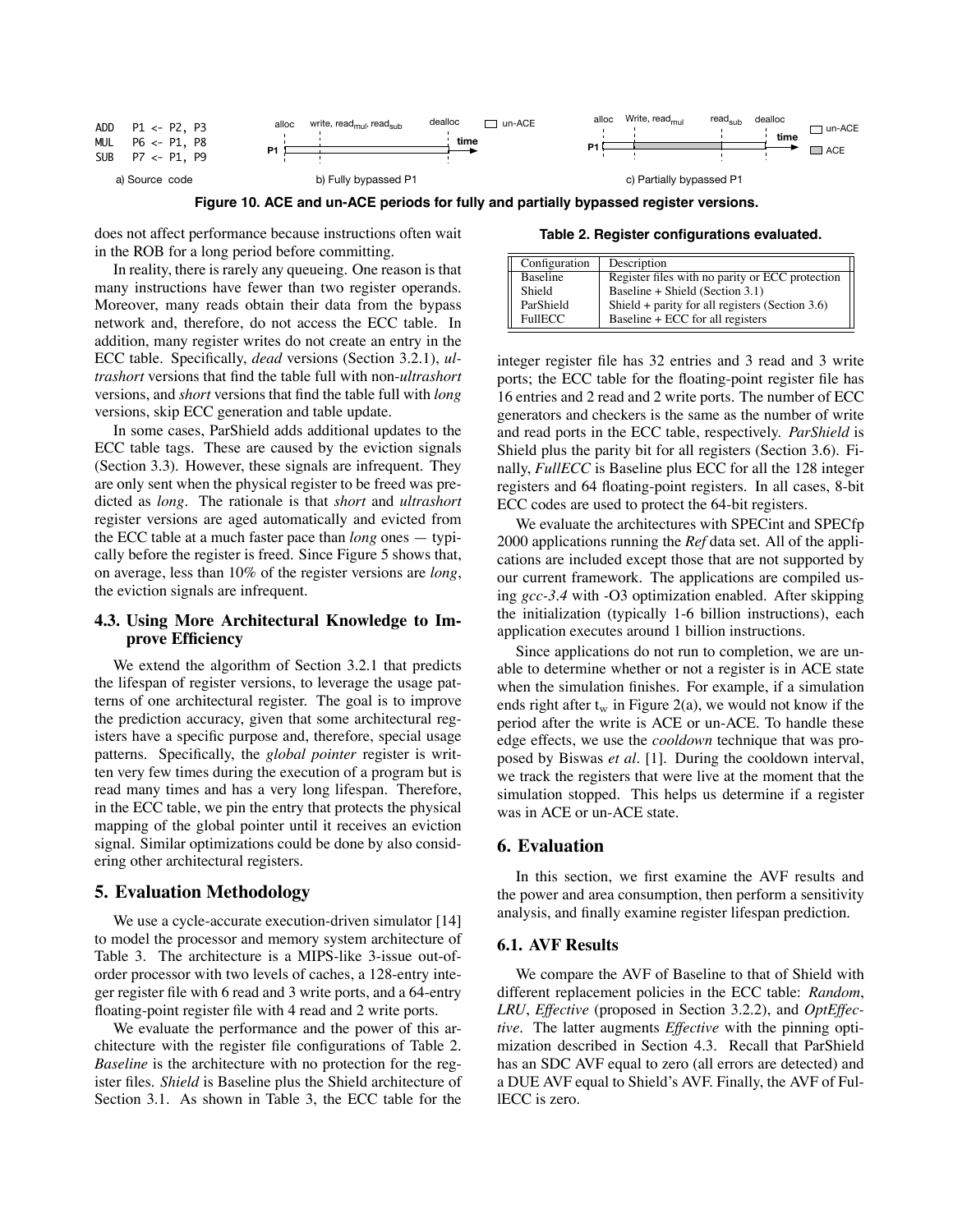```
ADD   P1 <- P2, P3
MUL   P6 <- P1, P8
SUB   P7 <- P1, P9
```

a) Source code    b) Fully bypassed P1    c) Partially bypassed P1

**Figure 10. ACE and un-ACE periods for fully and partially bypassed register versions.**

does not affect performance because instructions often wait in the ROB for a long period before committing.

In reality, there is rarely any queueing. One reason is that many instructions have fewer than two register operands. Moreover, many reads obtain their data from the bypass network and, therefore, do not access the ECC table. In addition, many register writes do not create an entry in the ECC table. Specifically, *dead* versions (Section 3.2.1), *ultrashort* versions that find the table full with non-*ultrashort* versions, and *short* versions that find the table full with *long* versions, skip ECC generation and table update.

In some cases, ParShield adds additional updates to the ECC table tags. These are caused by the eviction signals (Section 3.3). However, these signals are infrequent. They are only sent when the physical register to be freed was predicted as *long*. The rationale is that *short* and *ultrashort* register versions are aged automatically and evicted from the ECC table at a much faster pace than *long* ones — typically before the register is freed. Since Figure 5 shows that, on average, less than 10% of the register versions are *long*, the eviction signals are infrequent.

### 4.3. Using More Architectural Knowledge to Improve Efficiency

We extend the algorithm of Section 3.2.1 that predicts the lifespan of register versions, to leverage the usage patterns of one architectural register. The goal is to improve the prediction accuracy, given that some architectural registers have a specific purpose and, therefore, special usage patterns. Specifically, the *global pointer* register is written very few times during the execution of a program but is read many times and has a very long lifespan. Therefore, in the ECC table, we pin the entry that protects the physical mapping of the global pointer until it receives an eviction signal. Similar optimizations could be done by also considering other architectural registers.

## 5. Evaluation Methodology

We use a cycle-accurate execution-driven simulator [14] to model the processor and memory system architecture of Table 3. The architecture is a MIPS-like 3-issue out-of-order processor with two levels of caches, a 128-entry integer register file with 6 read and 3 write ports, and a 64-entry floating-point register file with 4 read and 2 write ports.

We evaluate the performance and the power of this architecture with the register file configurations of Table 2. *Baseline* is the architecture with no protection for the register files. *Shield* is Baseline plus the Shield architecture of Section 3.1. As shown in Table 3, the ECC table for the integer register file has 32 entries and 3 read and 3 write ports; the ECC table for the floating-point register file has 16 entries and 2 read and 2 write ports. The number of ECC generators and checkers is the same as the number of write and read ports in the ECC table, respectively. *ParShield* is Shield plus the parity bit for all registers (Section 3.6). Finally, *FullECC* is Baseline plus ECC for all the 128 integer registers and 64 floating-point registers. In all cases, 8-bit ECC codes are used to protect the 64-bit registers.

**Table 2. Register configurations evaluated.**

| Configuration | Description |
|---|---|
| Baseline | Register files with no parity or ECC protection |
| Shield | Baseline + Shield (Section 3.1) |
| ParShield | Shield + parity for all registers (Section 3.6) |
| FullECC | Baseline + ECC for all registers |

We evaluate the architectures with SPECint and SPECfp 2000 applications running the *Ref* data set. All of the applications are included except those that are not supported by our current framework. The applications are compiled using *gcc-3.4* with -O3 optimization enabled. After skipping the initialization (typically 1-6 billion instructions), each application executes around 1 billion instructions.

Since applications do not run to completion, we are unable to determine whether or not a register is in ACE state when the simulation finishes. For example, if a simulation ends right after $t_w$ in Figure 2(a), we would not know if the period after the write is ACE or un-ACE. To handle these edge effects, we use the *cooldown* technique that was proposed by Biswas *et al*. [1]. During the cooldown interval, we track the registers that were live at the moment that the simulation stopped. This helps us determine if a register was in ACE or un-ACE state.

## 6. Evaluation

In this section, we first examine the AVF results and the power and area consumption, then perform a sensitivity analysis, and finally examine register lifespan prediction.

### 6.1. AVF Results

We compare the AVF of Baseline to that of Shield with different replacement policies in the ECC table: *Random*, *LRU*, *Effective* (proposed in Section 3.2.2), and *OptEffective*. The latter augments *Effective* with the pinning optimization described in Section 4.3. Recall that ParShield has an SDC AVF equal to zero (all errors are detected) and a DUE AVF equal to Shield's AVF. Finally, the AVF of FullECC is zero.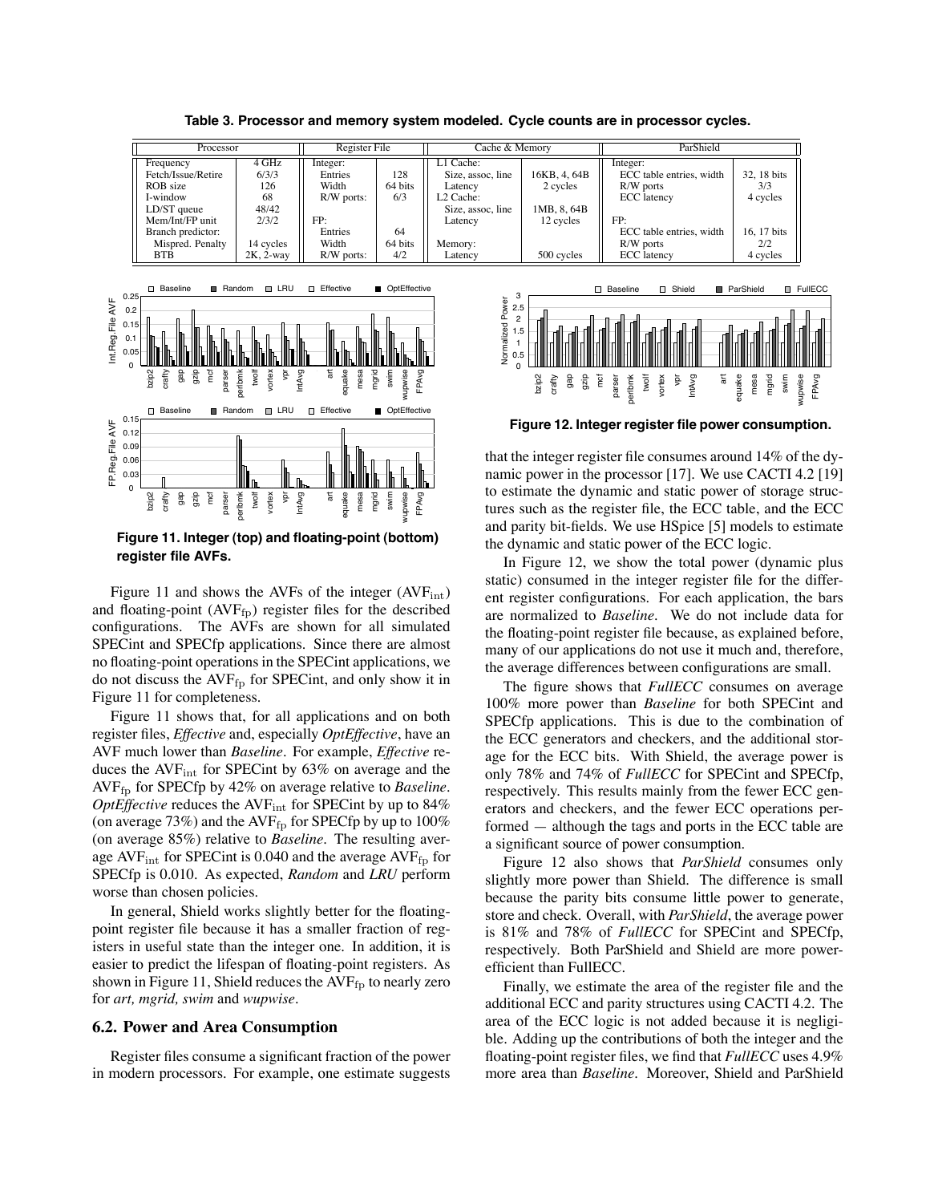**Table 3. Processor and memory system modeled. Cycle counts are in processor cycles.**

| Processor | | Register File | | Cache & Memory | | ParShield | |
|---|---|---|---|---|---|---|---|
| Frequency | 4 GHz | Integer: | | L1 Cache: | | Integer: | |
| Fetch/Issue/Retire | 6/3/3 | Entries | 128 | Size, assoc, line | 16KB, 4, 64B | ECC table entries, width | 32, 18 bits |
| ROB size | 126 | Width | 64 bits | Latency | 2 cycles | R/W ports | 3/3 |
| I-window | 68 | R/W ports: | 6/3 | L2 Cache: | | ECC latency | 4 cycles |
| LD/ST queue | 48/42 | | | Size, assoc, line | 1MB, 8, 64B | | |
| Mem/Int/FP unit | 2/3/2 | FP: | | Latency | 12 cycles | FP: | |
| Branch predictor: | | Entries | 64 | | | ECC table entries, width | 16, 17 bits |
| Mispred. Penalty | 14 cycles | Width | 64 bits | Memory: | | R/W ports | 2/2 |
| BTB | 2K, 2-way | R/W ports: | 4/2 | Latency | 500 cycles | ECC latency | 4 cycles |

**Figure 11. Integer (top) and floating-point (bottom) register file AVFs.**

Figure 11 and shows the AVFs of the integer ($AVF_{int}$) and floating-point ($AVF_{fp}$) register files for the described configurations. The AVFs are shown for all simulated SPECint and SPECfp applications. Since there are almost no floating-point operations in the SPECint applications, we do not discuss the $AVF_{fp}$ for SPECint, and only show it in Figure 11 for completeness.

Figure 11 shows that, for all applications and on both register files, *Effective* and, especially *OptEffective*, have an AVF much lower than *Baseline*. For example, *Effective* reduces the $AVF_{int}$ for SPECint by 63% on average and the $AVF_{fp}$ for SPECfp by 42% on average relative to *Baseline*. *OptEffective* reduces the $AVF_{int}$ for SPECint by up to 84% (on average 73%) and the $AVF_{fp}$ for SPECfp by up to 100% (on average 85%) relative to *Baseline*. The resulting average $AVF_{int}$ for SPECint is 0.040 and the average $AVF_{fp}$ for SPECfp is 0.010. As expected, *Random* and *LRU* perform worse than chosen policies.

In general, Shield works slightly better for the floating-point register file because it has a smaller fraction of registers in useful state than the integer one. In addition, it is easier to predict the lifespan of floating-point registers. As shown in Figure 11, Shield reduces the $AVF_{fp}$ to nearly zero for *art, mgrid, swim* and *wupwise*.

### 6.2. Power and Area Consumption

Register files consume a significant fraction of the power in modern processors. For example, one estimate suggests that the integer register file consumes around 14% of the dynamic power in the processor [17]. We use CACTI 4.2 [19] to estimate the dynamic and static power of storage structures such as the register file, the ECC table, and the ECC and parity bit-fields. We use HSpice [5] models to estimate the dynamic and static power of the ECC logic.

**Figure 12. Integer register file power consumption.**

In Figure 12, we show the total power (dynamic plus static) consumed in the integer register file for the different register configurations. For each application, the bars are normalized to *Baseline*. We do not include data for the floating-point register file because, as explained before, many of our applications do not use it much and, therefore, the average differences between configurations are small.

The figure shows that *FullECC* consumes on average 100% more power than *Baseline* for both SPECint and SPECfp applications. This is due to the combination of the ECC generators and checkers, and the additional storage for the ECC bits. With Shield, the average power is only 78% and 74% of *FullECC* for SPECint and SPECfp, respectively. This results mainly from the fewer ECC generators and checkers, and the fewer ECC operations performed — although the tags and ports in the ECC table are a significant source of power consumption.

Figure 12 also shows that *ParShield* consumes only slightly more power than Shield. The difference is small because the parity bits consume little power to generate, store and check. Overall, with *ParShield*, the average power is 81% and 78% of *FullECC* for SPECint and SPECfp, respectively. Both ParShield and Shield are more power-efficient than FullECC.

Finally, we estimate the area of the register file and the additional ECC and parity structures using CACTI 4.2. The area of the ECC logic is not added because it is negligible. Adding up the contributions of both the integer and the floating-point register files, we find that *FullECC* uses 4.9% more area than *Baseline*. Moreover, Shield and ParShield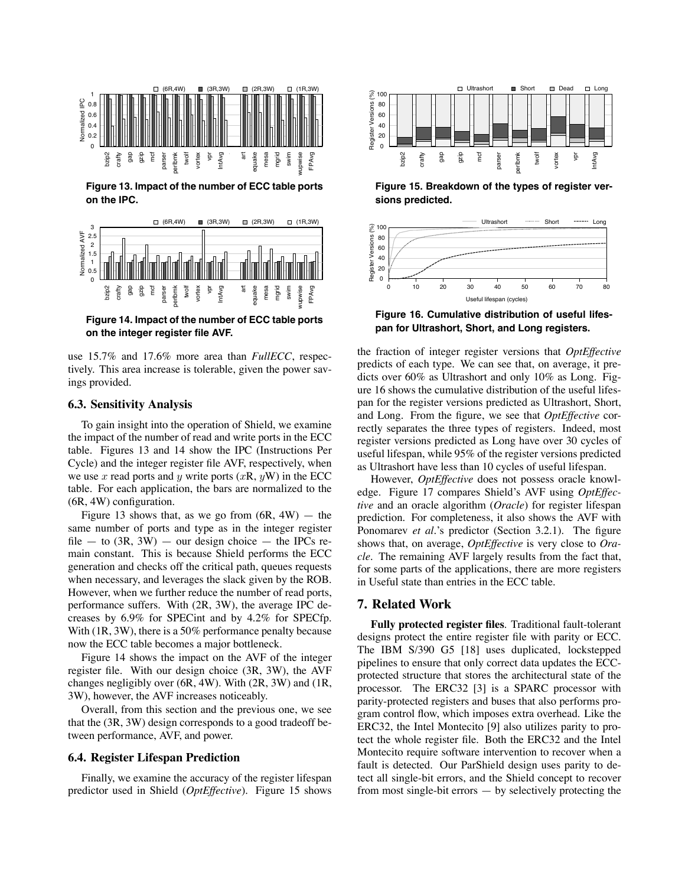**Figure 13. Impact of the number of ECC table ports on the IPC.**

**Figure 14. Impact of the number of ECC table ports on the integer register file AVF.**

use 15.7% and 17.6% more area than *FullECC*, respectively. This area increase is tolerable, given the power savings provided.

### 6.3. Sensitivity Analysis

To gain insight into the operation of Shield, we examine the impact of the number of read and write ports in the ECC table. Figures 13 and 14 show the IPC (Instructions Per Cycle) and the integer register file AVF, respectively, when we use $x$ read ports and $y$ write ports ($x$R, $y$W) in the ECC table. For each application, the bars are normalized to the (6R, 4W) configuration.

Figure 13 shows that, as we go from (6R, 4W) — the same number of ports and type as in the integer register file — to (3R, 3W) — our design choice — the IPCs remain constant. This is because Shield performs the ECC generation and checks off the critical path, queues requests when necessary, and leverages the slack given by the ROB. However, when we further reduce the number of read ports, performance suffers. With (2R, 3W), the average IPC decreases by 6.9% for SPECint and by 4.2% for SPECfp. With (1R, 3W), there is a 50% performance penalty because now the ECC table becomes a major bottleneck.

Figure 14 shows the impact on the AVF of the integer register file. With our design choice (3R, 3W), the AVF changes negligibly over (6R, 4W). With (2R, 3W) and (1R, 3W), however, the AVF increases noticeably.

Overall, from this section and the previous one, we see that the (3R, 3W) design corresponds to a good tradeoff between performance, AVF, and power.

### 6.4. Register Lifespan Prediction

Finally, we examine the accuracy of the register lifespan predictor used in Shield (*OptEffective*). Figure 15 shows the fraction of integer register versions that *OptEffective* predicts of each type. We can see that, on average, it predicts over 60% as Ultrashort and only 10% as Long. Figure 16 shows the cumulative distribution of the useful lifespan for the register versions predicted as Ultrashort, Short, and Long. From the figure, we see that *OptEffective* correctly separates the three types of registers. Indeed, most register versions predicted as Long have over 30 cycles of useful lifespan, while 95% of the register versions predicted as Ultrashort have less than 10 cycles of useful lifespan.

**Figure 15. Breakdown of the types of register versions predicted.**

**Figure 16. Cumulative distribution of useful lifespan for Ultrashort, Short, and Long registers.**

However, *OptEffective* does not possess oracle knowledge. Figure 17 compares Shield's AVF using *OptEffective* and an oracle algorithm (*Oracle*) for register lifespan prediction. For completeness, it also shows the AVF with Ponomarev *et al*.'s predictor (Section 3.2.1). The figure shows that, on average, *OptEffective* is very close to *Oracle*. The remaining AVF largely results from the fact that, for some parts of the applications, there are more registers in Useful state than entries in the ECC table.

## 7. Related Work

**Fully protected register files**. Traditional fault-tolerant designs protect the entire register file with parity or ECC. The IBM S/390 G5 [18] uses duplicated, lockstepped pipelines to ensure that only correct data updates the ECC-protected structure that stores the architectural state of the processor. The ERC32 [3] is a SPARC processor with parity-protected registers and buses that also performs program control flow, which imposes extra overhead. Like the ERC32, the Intel Montecito [9] also utilizes parity to protect the whole register file. Both the ERC32 and the Intel Montecito require software intervention to recover when a fault is detected. Our ParShield design uses parity to detect all single-bit errors, and the Shield concept to recover from most single-bit errors — by selectively protecting the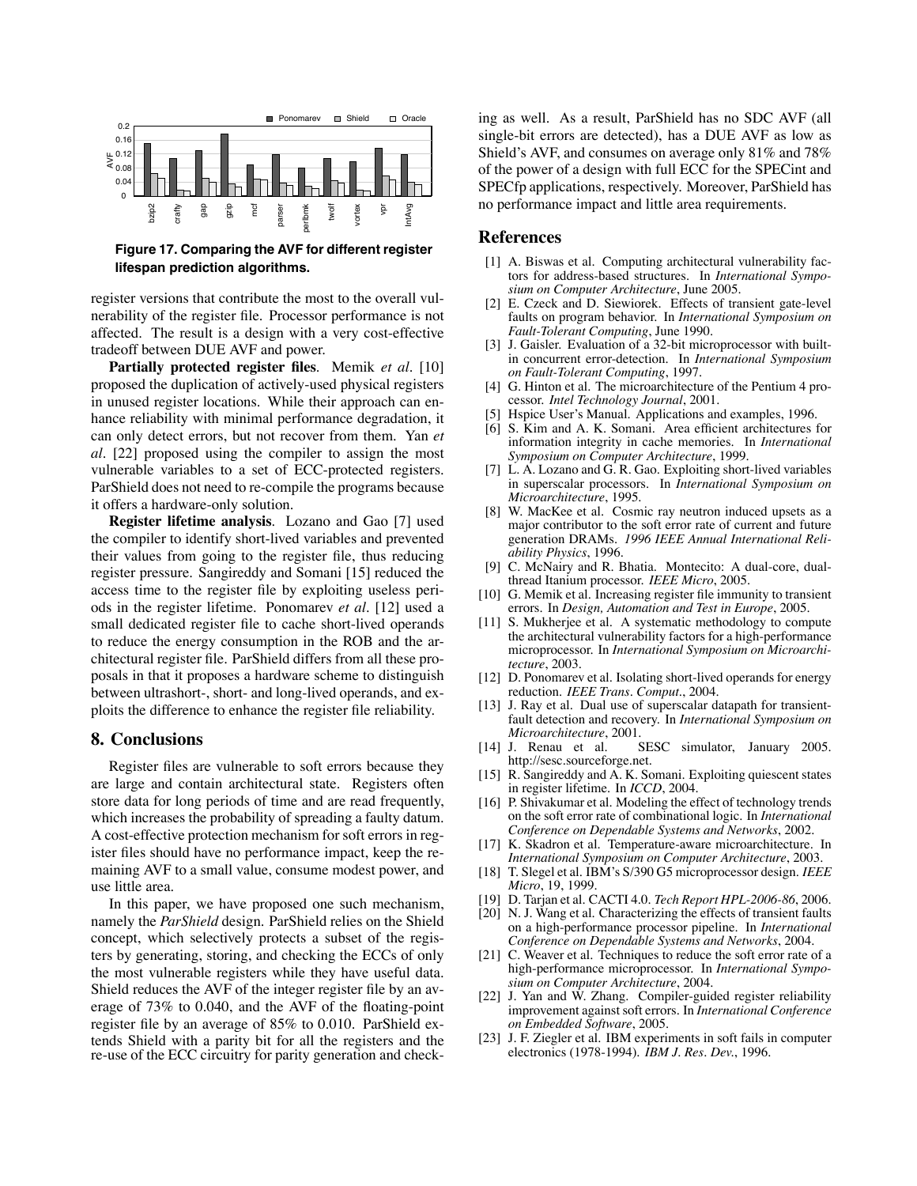Ponomarev Shield Oracle

0.2
0.16
0.12
0.08
0.04
0

AVF

bzip2 crafty gap gzip mcf parser perlbmk twolf vortex vpr IntAvg

**Figure 17. Comparing the AVF for different register lifespan prediction algorithms.**

register versions that contribute the most to the overall vulnerability of the register file. Processor performance is not affected. The result is a design with a very cost-effective tradeoff between DUE AVF and power.

**Partially protected register files**. Memik *et al*. [10] proposed the duplication of actively-used physical registers in unused register locations. While their approach can enhance reliability with minimal performance degradation, it can only detect errors, but not recover from them. Yan *et al*. [22] proposed using the compiler to assign the most vulnerable variables to a set of ECC-protected registers. ParShield does not need to re-compile the programs because it offers a hardware-only solution.

**Register lifetime analysis**. Lozano and Gao [7] used the compiler to identify short-lived variables and prevented their values from going to the register file, thus reducing register pressure. Sangireddy and Somani [15] reduced the access time to the register file by exploiting useless periods in the register lifetime. Ponomarev *et al*. [12] used a small dedicated register file to cache short-lived operands to reduce the energy consumption in the ROB and the architectural register file. ParShield differs from all these proposals in that it proposes a hardware scheme to distinguish between ultrashort-, short- and long-lived operands, and exploits the difference to enhance the register file reliability.

## 8. Conclusions

Register files are vulnerable to soft errors because they are large and contain architectural state. Registers often store data for long periods of time and are read frequently, which increases the probability of spreading a faulty datum. A cost-effective protection mechanism for soft errors in register files should have no performance impact, keep the remaining AVF to a small value, consume modest power, and use little area.

In this paper, we have proposed one such mechanism, namely the *ParShield* design. ParShield relies on the Shield concept, which selectively protects a subset of the registers by generating, storing, and checking the ECCs of only the most vulnerable registers while they have useful data. Shield reduces the AVF of the integer register file by an average of 73% to 0.040, and the AVF of the floating-point register file by an average of 85% to 0.010. ParShield extends Shield with a parity bit for all the registers and the re-use of the ECC circuitry for parity generation and checking as well. As a result, ParShield has no SDC AVF (all single-bit errors are detected), has a DUE AVF as low as Shield's AVF, and consumes on average only 81% and 78% of the power of a design with full ECC for the SPECint and SPECfp applications, respectively. Moreover, ParShield has no performance impact and little area requirements.

## References

[1] A. Biswas et al. Computing architectural vulnerability factors for address-based structures. In *International Symposium on Computer Architecture*, June 2005.

[2] E. Czeck and D. Siewiorek. Effects of transient gate-level faults on program behavior. In *International Symposium on Fault-Tolerant Computing*, June 1990.

[3] J. Gaisler. Evaluation of a 32-bit microprocessor with built-in concurrent error-detection. In *International Symposium on Fault-Tolerant Computing*, 1997.

[4] G. Hinton et al. The microarchitecture of the Pentium 4 processor. *Intel Technology Journal*, 2001.

[5] Hspice User's Manual. Applications and examples, 1996.

[6] S. Kim and A. K. Somani. Area efficient architectures for information integrity in cache memories. In *International Symposium on Computer Architecture*, 1999.

[7] L. A. Lozano and G. R. Gao. Exploiting short-lived variables in superscalar processors. In *International Symposium on Microarchitecture*, 1995.

[8] W. MacKee et al. Cosmic ray neutron induced upsets as a major contributor to the soft error rate of current and future generation DRAMs. *1996 IEEE Annual International Reliability Physics*, 1996.

[9] C. McNairy and R. Bhatia. Montecito: A dual-core, dual-thread Itanium processor. *IEEE Micro*, 2005.

[10] G. Memik et al. Increasing register file immunity to transient errors. In *Design, Automation and Test in Europe*, 2005.

[11] S. Mukherjee et al. A systematic methodology to compute the architectural vulnerability factors for a high-performance microprocessor. In *International Symposium on Microarchitecture*, 2003.

[12] D. Ponomarev et al. Isolating short-lived operands for energy reduction. *IEEE Trans. Comput.*, 2004.

[13] J. Ray et al. Dual use of superscalar datapath for transient-fault detection and recovery. In *International Symposium on Microarchitecture*, 2001.

[14] J. Renau et al. SESC simulator, January 2005. http://sesc.sourceforge.net.

[15] R. Sangireddy and A. K. Somani. Exploiting quiescent states in register lifetime. In *ICCD*, 2004.

[16] P. Shivakumar et al. Modeling the effect of technology trends on the soft error rate of combinational logic. In *International Conference on Dependable Systems and Networks*, 2002.

[17] K. Skadron et al. Temperature-aware microarchitecture. In *International Symposium on Computer Architecture*, 2003.

[18] T. Slegel et al. IBM's S/390 G5 microprocessor design. *IEEE Micro*, 19, 1999.

[19] D. Tarjan et al. CACTI 4.0. *Tech Report HPL-2006-86*, 2006.

[20] N. J. Wang et al. Characterizing the effects of transient faults on a high-performance processor pipeline. In *International Conference on Dependable Systems and Networks*, 2004.

[21] C. Weaver et al. Techniques to reduce the soft error rate of a high-performance microprocessor. In *International Symposium on Computer Architecture*, 2004.

[22] J. Yan and W. Zhang. Compiler-guided register reliability improvement against soft errors. In *International Conference on Embedded Software*, 2005.

[23] J. F. Ziegler et al. IBM experiments in soft fails in computer electronics (1978-1994). *IBM J. Res. Dev.*, 1996.